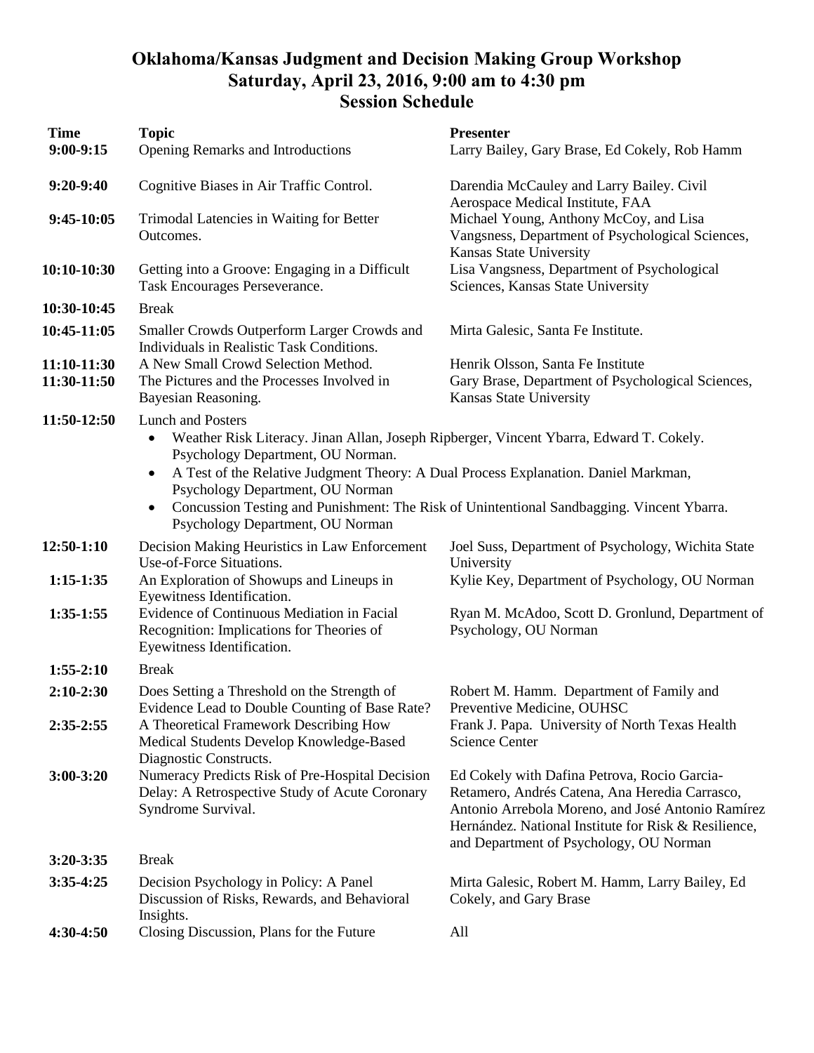# Oklahoma/Kansas Judgment and Decision Making Group Workshop
## Saturday, April 23, 2016, 9:00 am to 4:30 pm
## Session Schedule

| Time | Topic | Presenter |
|---|---|---|
| 9:00-9:15 | Opening Remarks and Introductions | Larry Bailey, Gary Brase, Ed Cokely, Rob Hamm |
| 9:20-9:40 | Cognitive Biases in Air Traffic Control. | Darendia McCauley and Larry Bailey. Civil Aerospace Medical Institute, FAA |
| 9:45-10:05 | Trimodal Latencies in Waiting for Better Outcomes. | Michael Young, Anthony McCoy, and Lisa Vangsness, Department of Psychological Sciences, Kansas State University |
| 10:10-10:30 | Getting into a Groove: Engaging in a Difficult Task Encourages Perseverance. | Lisa Vangsness, Department of Psychological Sciences, Kansas State University |
| 10:30-10:45 | Break | |
| 10:45-11:05 | Smaller Crowds Outperform Larger Crowds and Individuals in Realistic Task Conditions. | Mirta Galesic, Santa Fe Institute. |
| 11:10-11:30 | A New Small Crowd Selection Method. | Henrik Olsson, Santa Fe Institute |
| 11:30-11:50 | The Pictures and the Processes Involved in Bayesian Reasoning. | Gary Brase, Department of Psychological Sciences, Kansas State University |
| 11:50-12:50 | Lunch and Posters<br>• Weather Risk Literacy. Jinan Allan, Joseph Ripberger, Vincent Ybarra, Edward T. Cokely. Psychology Department, OU Norman.<br>• A Test of the Relative Judgment Theory: A Dual Process Explanation. Daniel Markman, Psychology Department, OU Norman<br>• Concussion Testing and Punishment: The Risk of Unintentional Sandbagging. Vincent Ybarra. Psychology Department, OU Norman | |
| 12:50-1:10 | Decision Making Heuristics in Law Enforcement Use-of-Force Situations. | Joel Suss, Department of Psychology, Wichita State University |
| 1:15-1:35 | An Exploration of Showups and Lineups in Eyewitness Identification. | Kylie Key, Department of Psychology, OU Norman |
| 1:35-1:55 | Evidence of Continuous Mediation in Facial Recognition: Implications for Theories of Eyewitness Identification. | Ryan M. McAdoo, Scott D. Gronlund, Department of Psychology, OU Norman |
| 1:55-2:10 | Break | |
| 2:10-2:30 | Does Setting a Threshold on the Strength of Evidence Lead to Double Counting of Base Rate? | Robert M. Hamm. Department of Family and Preventive Medicine, OUHSC |
| 2:35-2:55 | A Theoretical Framework Describing How Medical Students Develop Knowledge-Based Diagnostic Constructs. | Frank J. Papa. University of North Texas Health Science Center |
| 3:00-3:20 | Numeracy Predicts Risk of Pre-Hospital Decision Delay: A Retrospective Study of Acute Coronary Syndrome Survival. | Ed Cokely with Dafina Petrova, Rocio Garcia-Retamero, Andrés Catena, Ana Heredia Carrasco, Antonio Arrebola Moreno, and José Antonio Ramírez Hernández. National Institute for Risk & Resilience, and Department of Psychology, OU Norman |
| 3:20-3:35 | Break | |
| 3:35-4:25 | Decision Psychology in Policy: A Panel Discussion of Risks, Rewards, and Behavioral Insights. | Mirta Galesic, Robert M. Hamm, Larry Bailey, Ed Cokely, and Gary Brase |
| 4:30-4:50 | Closing Discussion, Plans for the Future | All |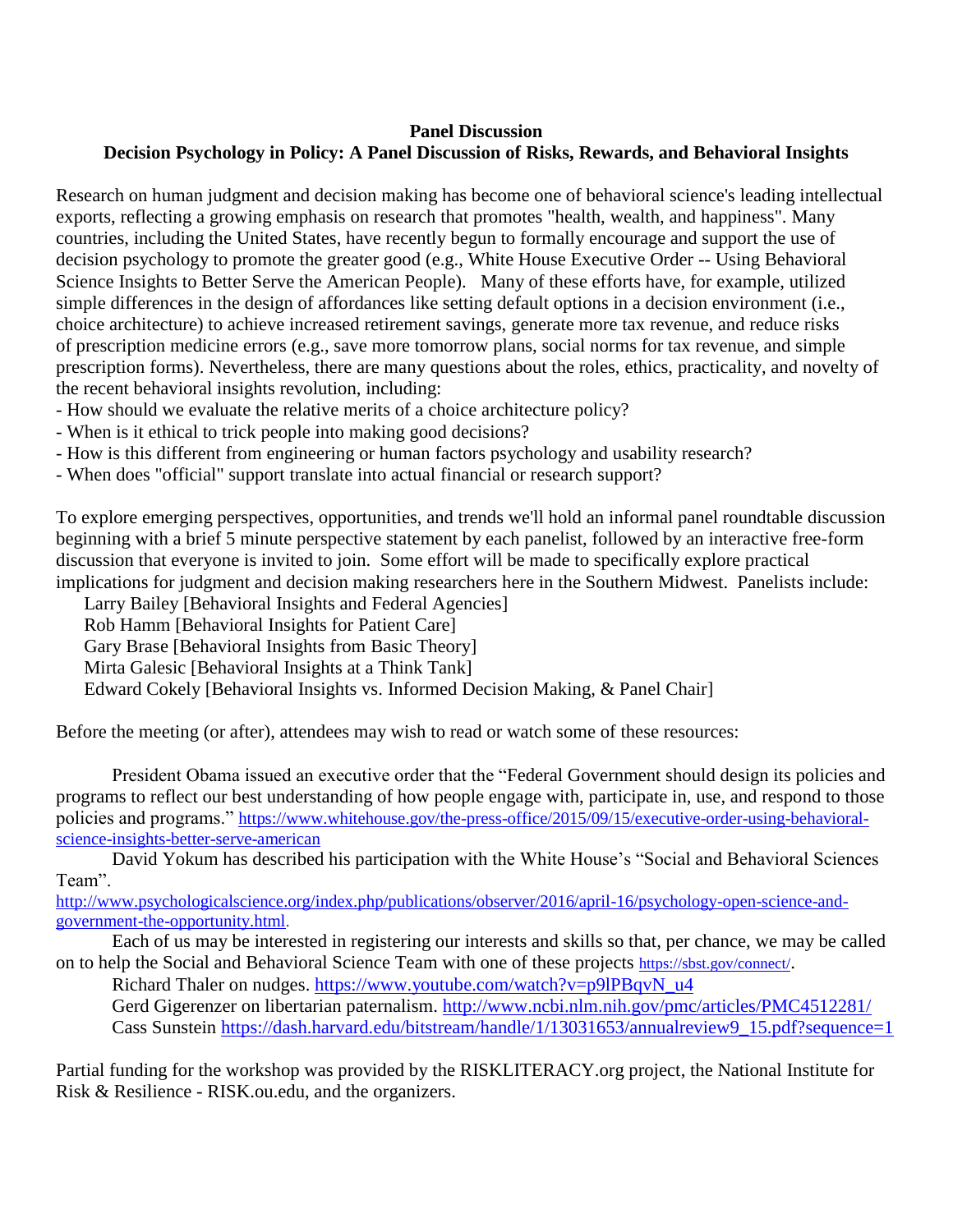**Panel Discussion**

**Decision Psychology in Policy: A Panel Discussion of Risks, Rewards, and Behavioral Insights**

Research on human judgment and decision making has become one of behavioral science's leading intellectual exports, reflecting a growing emphasis on research that promotes "health, wealth, and happiness". Many countries, including the United States, have recently begun to formally encourage and support the use of decision psychology to promote the greater good (e.g., White House Executive Order -- Using Behavioral Science Insights to Better Serve the American People). Many of these efforts have, for example, utilized simple differences in the design of affordances like setting default options in a decision environment (i.e., choice architecture) to achieve increased retirement savings, generate more tax revenue, and reduce risks of prescription medicine errors (e.g., save more tomorrow plans, social norms for tax revenue, and simple prescription forms). Nevertheless, there are many questions about the roles, ethics, practicality, and novelty of the recent behavioral insights revolution, including:

- How should we evaluate the relative merits of a choice architecture policy?
- When is it ethical to trick people into making good decisions?
- How is this different from engineering or human factors psychology and usability research?
- When does "official" support translate into actual financial or research support?

To explore emerging perspectives, opportunities, and trends we'll hold an informal panel roundtable discussion beginning with a brief 5 minute perspective statement by each panelist, followed by an interactive free-form discussion that everyone is invited to join. Some effort will be made to specifically explore practical implications for judgment and decision making researchers here in the Southern Midwest. Panelists include:

Larry Bailey [Behavioral Insights and Federal Agencies]
Rob Hamm [Behavioral Insights for Patient Care]
Gary Brase [Behavioral Insights from Basic Theory]
Mirta Galesic [Behavioral Insights at a Think Tank]
Edward Cokely [Behavioral Insights vs. Informed Decision Making, & Panel Chair]

Before the meeting (or after), attendees may wish to read or watch some of these resources:

President Obama issued an executive order that the "Federal Government should design its policies and programs to reflect our best understanding of how people engage with, participate in, use, and respond to those policies and programs." https://www.whitehouse.gov/the-press-office/2015/09/15/executive-order-using-behavioral-science-insights-better-serve-american

David Yokum has described his participation with the White House's "Social and Behavioral Sciences Team".
http://www.psychologicalscience.org/index.php/publications/observer/2016/april-16/psychology-open-science-and-government-the-opportunity.html.

Each of us may be interested in registering our interests and skills so that, per chance, we may be called on to help the Social and Behavioral Science Team with one of these projects https://sbst.gov/connect/.

Richard Thaler on nudges. https://www.youtube.com/watch?v=p9lPBqvN_u4

Gerd Gigerenzer on libertarian paternalism. http://www.ncbi.nlm.nih.gov/pmc/articles/PMC4512281/

Cass Sunstein https://dash.harvard.edu/bitstream/handle/1/13031653/annualreview9_15.pdf?sequence=1

Partial funding for the workshop was provided by the RISKLITERACY.org project, the National Institute for Risk & Resilience - RISK.ou.edu, and the organizers.